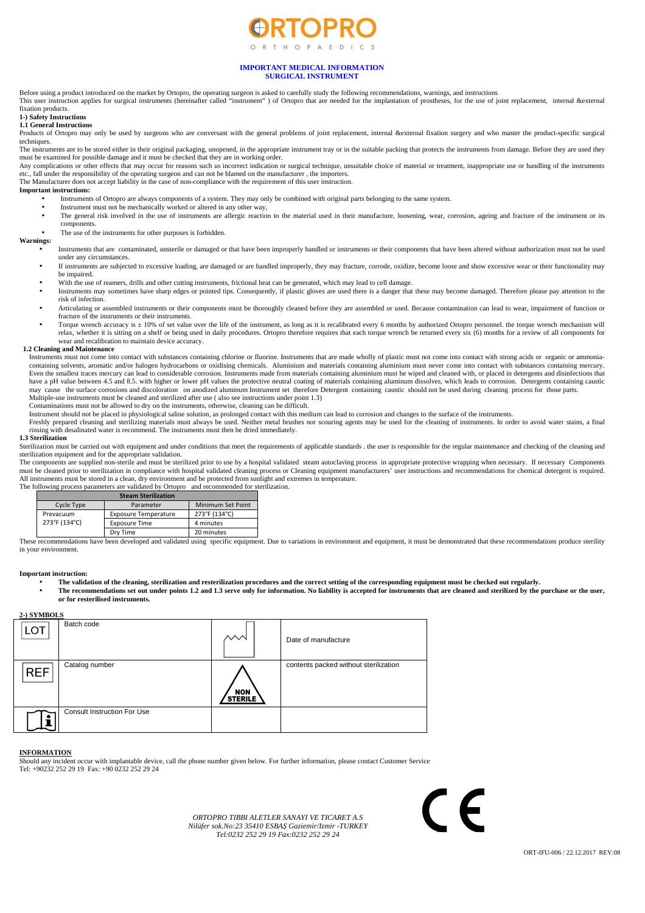# ORTOPRO

ORTHOPAEDICS

**IMPORTANT MEDICAL INFORMATION**
**SURGICAL INSTRUMENT**

Before using a product introduced on the market by Ortopro, the operating surgeon is asked to carefully study the following recommendations, warnings, and instructions

This user instruction applies for surgical instruments (hereinafter called "instrument" ) of Ortopro that are needed for the implantation of prostheses, for the use of joint replacement, internal &external fixation products.

### 1-) Safety Instructions

#### 1.1 General Instructions

Products of Ortopro may only be used by surgeons who are conversant with the general problems of joint replacement, internal &external fixation surgery and who master the product-specific surgical techniques.

The instruments are to be stored either in their original packaging, unopened, in the appropriate instrument tray or in the suitable packing that protects the instruments from damage. Before they are used they must be examined for possible damage and it must be checked that they are in working order.

Any complications or other effects that may occur for reasons such us incorrect indication or surgical technique, unsuitable choice of material or treatment, inappropriate use or handling of the instruments etc., fall under the responsibility of the operating surgeon and can not be blamed on the manufacturer , the importers.

The Manufacturer does not accept liability in the case of non-compliance with the requirement of this user instruction.

**Important instructions:**

- Instruments of Ortopro are always components of a system. They may only be combined with original parts belonging to the same system.
- Instrument must not be mechanically worked or altered in any other way,
- The general risk involved in the use of instruments are allergic reaction to the material used in their manufacture, loosening, wear, corrosion, ageing and fracture of the instrument or its components.
- The use of the instruments for other purposes is forbidden.

**Warnings:**

- Instruments that are contaminated, unsterile or damaged or that have been improperly handled or instruments or their components that have been altered without authorization must not be used under any circumstances.
- If instruments are subjected to excessive loading, are damaged or are handled improperly, they may fracture, corrode, oxidize, become loose and show excessive wear or their functionality may be impaired.
- With the use of reamers, drills and other cutting instruments, frictional heat can be generated, which may lead to cell damage.
- Instruments may sometimes have sharp edges or pointed tips. Consequently, if plastic gloves are used there is a danger that these may become damaged. Therefore please pay attention to the risk of infection.
- Articulating or assembled instruments or their components must be thoroughly cleaned before they are assembled or used. Because contamination can lead to wear, impairment of function or fracture of the instruments or their instruments.
- Torque wrench accuracy is ± 10% of set value over the life of the instrument, as long as it is recalibrated every 6 months by authorized Ortopro personnel. the torque wrench mechanism will relax, whether it is sitting on a shelf or being used in daily procedures. Ortopro therefore requires that each torque wrench be returned every six (6) months for a review of all components for wear and recalibration to maintain device accuracy.

#### 1.2 Cleaning and Maintenance

Instruments must not come into contact with substances containing chlorine or fluorine. Instruments that are made wholly of plastic must not come into contact with strong acids or organic or ammonia-containing solvents, aromatic and/or halogen hydrocarbons or oxidising chemicals. Aluminium and materials containing aluminium must never come into contact with substances containing mercury. Even the smallest traces mercury can lead to considerable corrosion. Instruments made from materials containing aluminium must be wiped and cleaned with, or placed in detergents and disinfections that have a pH value between 4.5 and 8.5. with higher or lower pH values the protective neutral coating of materials containing aluminum dissolves, which leads to corrosion. Detergents containing caustic may cause the surface corrosions and discoloration on anodized aluminum Instrument set therefore Detergent containing caustic should not be used during cleaning process for those parts.

Multiple-use instruments must be cleaned and sterilized after use ( also see instructions under point 1.3)

Contaminations must not be allowed to dry on the instruments, otherwise, cleaning can be difficult.

Instrument should not be placed in physiological saline solution, as prolonged contact with this medium can lead to corrosion and changes to the surface of the instruments.

Freshly prepared cleaning and sterilizing materials must always be used. Neither metal brushes nor scouring agents may be used for the cleaning of instruments. In order to avoid water stains, a final rinsing with desalinated water is recommend. The instruments must then be dried immediately.

#### 1.3 Sterilization

Sterilization must be carried out with equipment and under conditions that meet the requirements of applicable standards . the user is responsible for the regular maintenance and checking of the cleaning and sterilization equipment and for the appropriate validation.

The components are supplied non-sterile and must be sterilized prior to use by a hospital validated steam autoclaving process in appropriate protective wrapping when necessary. If necessary Components must be cleaned prior to sterilization in compliance with hospital validated cleaning process or Cleaning equipment manufacturers' user instructions and recommendations for chemical detergent is required. All instruments must be stored in a clean, dry environment and be protected from sunlight and extremes in temperature.

The following process parameters are validated by Ortopro and recommended for sterilization.

| Steam Sterilization | | |
|---|---|---|
| Cycle Type | Parameter | Minimum Set Point |
| Prevacuum 273°F (134°C) | Exposure Temperature | 273°F (134°C) |
| | Exposure Time | 4 minutes |
| | Dry Time | 20 minutes |

These recommendations have been developed and validated using specific equipment. Due to variations in environment and equipment, it must be demonstrated that these recommendations produce sterility in your environment.

**Important instruction:**

- **The validation of the cleaning, sterilization and resterilization procedures and the correct setting of the corresponding equipment must be checked out regularly.**
- **The recommendations set out under points 1.2 and 1.3 serve only for information. No liability is accepted for instruments that are cleaned and sterilized by the purchase or the user, or for resterilised instruments.**

### 2-) SYMBOLS

| Symbol | Meaning | Symbol | Meaning |
|---|---|---|---|
| LOT | Batch code | (date of manufacture symbol) | Date of manufacture |
| REF | Catalog number | NON STERILE | contents packed without sterilization |
| i | Consult Instruction For Use | | |

**INFORMATION**

Should any incident occur with implantable device, call the phone number given below. For further information, please contact Customer Service

Tel: +90232 252 29 19 Fax: +90 0232 252 29 24

*ORTOPRO TIBBI ALETLER SANAYI VE TICARET A.S*
*Nilüfer sok.No:23 35410 ESBAŞ Gaziemir/Izmir -TURKEY*
*Tel:0232 252 29 19 Fax:0232 252 29 24*

CE

ORT-IFU-006 / 22.12.2017 REV:08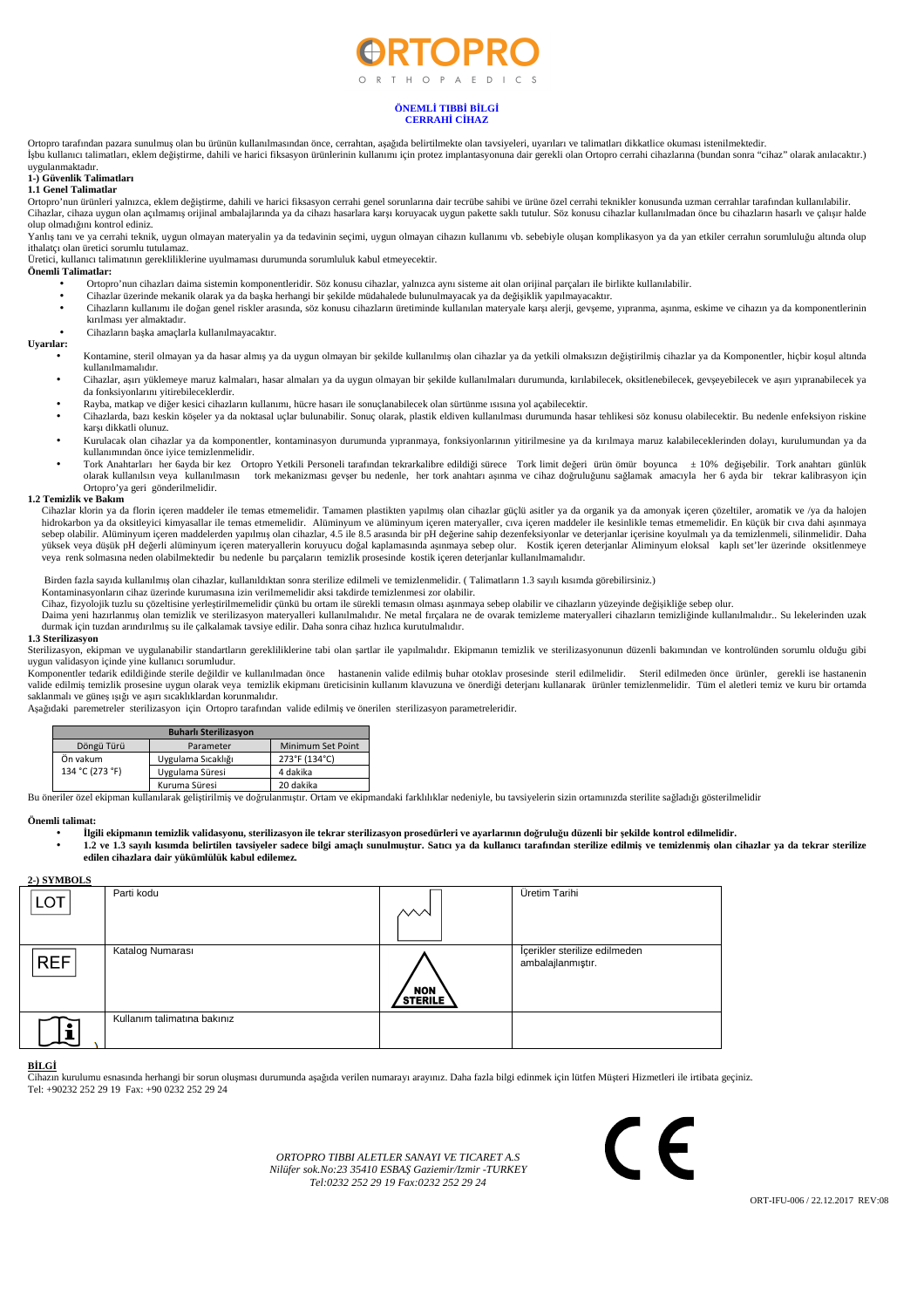# ORTOPRO

O R T H O P A E D I C S

**ÖNEMLİ TIBBİ BİLGİ**
**CERRAHİ CİHAZ**

Ortopro tarafından pazara sunulmuş olan bu ürünün kullanılmasından önce, cerrahtan, aşağıda belirtilmekte olan tavsiyeleri, uyarıları ve talimatları dikkatlice okuması istenilmektedir.
İşbu kullanıcı talimatları, eklem değiştirme, dahili ve harici fiksasyon ürünlerinin kullanımı için protez implantasyonuna dair gerekli olan Ortopro cerrahi cihazlarına (bundan sonra "cihaz" olarak anılacaktır.) uygulanmaktadır.

## 1-) Güvenlik Talimatları

### 1.1 Genel Talimatlar

Ortopro'nun ürünleri yalnızca, eklem değiştirme, dahili ve harici fiksasyon cerrahi genel sorunlarına dair tecrübe sahibi ve ürüne özel cerrahi teknikler konusunda uzman cerrahlar tarafından kullanılabilir.
Cihazlar, cihaza uygun olan açılmamış orijinal ambalajlarında ya da cihazı hasarlara karşı koruyacak uygun pakette saklı tutulur. Söz konusu cihazlar kullanılmadan önce bu cihazların hasarlı ve çalışır halde olup olmadığını kontrol ediniz.
Yanlış tanı ve ya cerrahi teknik, uygun olmayan materyalin ya da tedavinin seçimi, uygun olmayan cihazın kullanımı vb. sebebiyle oluşan komplikasyon ya da yan etkiler cerrahın sorumluluğu altında olup ithalatçı olan üretici sorumlu tutulamaz.
Üretici, kullanıcı talimatının gerekliliklerine uyulmaması durumunda sorumluluk kabul etmeyecektir.

**Önemli Talimatlar:**

- Ortopro'nun cihazları daima sistemin komponentleridir. Söz konusu cihazlar, yalnızca aynı sisteme ait olan orijinal parçaları ile birlikte kullanılabilir.
- Cihazlar üzerinde mekanik olarak ya da başka herhangi bir şekilde müdahalede bulunulmayacak ya da değişiklik yapılmayacaktır.
- Cihazların kullanımı ile doğan genel riskler arasında, söz konusu cihazların üretiminde kullanılan materyale karşı alerji, gevşeme, yıpranma, aşınma, eskime ve cihazın ya da komponentlerinin kırılması yer almaktadır.
- Cihazların başka amaçlarla kullanılmayacaktır.

**Uyarılar:**

- Kontamine, steril olmayan ya da hasar almış ya da uygun olmayan bir şekilde kullanılmış olan cihazlar ya da yetkili olmaksızın değiştirilmiş cihazlar ya da Komponentler, hiçbir koşul altında kullanılmamalıdır.
- Cihazlar, aşırı yüklemeye maruz kalmaları, hasar almaları ya da uygun olmayan bir şekilde kullanılmaları durumunda, kırılabilecek, oksitlenebilecek, gevşeyebilecek ve aşırı yıpranabilecek ya da fonksiyonlarını yitirebileceklerdir.
- Rayba, matkap ve diğer kesici cihazların kullanımı, hücre hasarı ile sonuçlanabilecek olan sürtünme ısısına yol açabilecektir.
- Cihazlarda, bazı keskin köşeler ya da noktasal uçlar bulunabilir. Sonuç olarak, plastik eldiven kullanılması durumunda hasar tehlikesi söz konusu olabilecektir. Bu nedenle enfeksiyon riskine karşı dikkatli olunuz.
- Kurulacak olan cihazlar ya da komponentler, kontaminasyon durumunda yıpranmaya, fonksiyonlarının yitirilmesine ya da kırılmaya maruz kalabileceklerinden dolayı, kurulumundan ya da kullanımından önce iyice temizlenmelidir.
- Tork Anahtarları her 6ayda bir kez Ortopro Yetkili Personeli tarafından tekrarkalibre edildiği sürece Tork limit değeri ürün ömür boyunca ± 10% değişebilir. Tork anahtarı günlük olarak kullanılsın veya kullanılmasın tork mekanizması gevşer bu nedenle, her tork anahtarı aşınma ve cihaz doğruluğunu sağlamak amacıyla her 6 ayda bir tekrar kalibrasyon için Ortopro'ya geri gönderilmelidir.

### 1.2 Temizlik ve Bakım

Cihazlar klorin ya da florin içeren maddeler ile temas etmemelidir. Tamamen plastikten yapılmış olan cihazlar güçlü asitler ya da organik ya da amonyak içeren çözeltiler, aromatik ve /ya da halojen hidrokarbon ya da oksitleyici kimyasallar ile temas etmemelidir. Alüminyum ve alüminyum içeren materyaller, cıva içeren maddeler ile kesinlikle temas etmemelidir. En küçük bir cıva dahi aşınmaya sebep olabilir. Alüminyum içeren maddelerden yapılmış olan cihazlar, 4,5 ile 8.5 arasında bir pH değerine sahip dezenfeksiyonlar ve deterjanlar içerisine koyulmalı ya da temizlenmeli, silinmelidir. Daha yüksek veya düşük pH değerli alüminyum içeren materyallerin koruyucu doğal kaplamasında aşınmaya sebep olur. Kostik içeren deterjanlar Aliminyum eloksal kaplı set'ler üzerinde oksitlenmeye veya renk solmasına neden olabilmektedir bu nedenle bu parçaların temizlik prosesinde kostik içeren deterjanlar kullanılmamalıdır.

Birden fazla sayıda kullanılmış olan cihazlar, kullanıldıktan sonra sterilize edilmeli ve temizlenmelidir. ( Talimatların 1.3 sayılı kısımda görebilirsiniz.)
Kontaminasyonların cihaz üzerinde kurumasına izin verilmemelidir aksi takdirde temizlenmesi zor olabilir.
Cihaz, fizyolojik tuzlu su çözeltisine yerleştirilmemelidir çünkü bu ortam ile sürekli temasın olması aşınmaya sebep olabilir ve cihazların yüzeyinde değişikliğe sebep olur.
Daima yeni hazırlanmış olan temizlik ve sterilizasyon materyalleri kullanılmalıdır. Ne metal fırçalara ne de ovarak temizleme materyalleri cihazların temizliğinde kullanılmalıdır.. Su lekelerinden uzak durmak için tuzdan arındırılmış su ile çalkalamak tavsiye edilir. Daha sonra cihaz hızlıca kurutulmalıdır.

### 1.3 Sterilizasyon

Sterilizasyon, ekipman ve uygulanabilir standartların gerekliliklerine tabi olan şartlar ile yapılmalıdır. Ekipmanın temizlik ve sterilizasyonunun düzenli bakımından ve kontrolünden sorumlu olduğu gibi uygun validasyon içinde yine kullanıcı sorumludur.
Komponentler tedarik edildiğinde sterile değildir ve kullanılmadan önce hastanenin valide edilmiş buhar otoklav prosesinde steril edilmelidir. Steril edilmeden önce ürünler, gerekli ise hastanenin valide edilmiş temizlik prosesine uygun olarak veya temizlik ekipmanı üreticisinin kullanım klavuzuna ve önerdiği deterjanı kullanarak ürünler temizlenmelidir. Tüm el aletleri temiz ve kuru bir ortamda saklanmalı ve güneş ışığı ve aşırı sıcaklıklardan korunmalıdır.
Aşağıdaki paremetreler sterilizasyon için Ortopro tarafından valide edilmiş ve önerilen sterilizasyon parametreleridir.

| Buharlı Sterilizasyon | | |
|---|---|---|
| Döngü Türü | Parameter | Minimum Set Point |
| Ön vakum 134 °C (273 °F) | Uygulama Sıcaklığı | 273°F (134°C) |
| | Uygulama Süresi | 4 dakika |
| | Kuruma Süresi | 20 dakika |

Bu öneriler özel ekipman kullanılarak geliştirilmiş ve doğrulanmıştır. Ortam ve ekipmandaki farklılıklar nedeniyle, bu tavsiyelerin sizin ortamınızda sterilite sağladığı gösterilmelidir

**Önemli talimat:**

- **İlgili ekipmanın temizlik validasyonu, sterilizasyon ile tekrar sterilizasyon prosedürleri ve ayarlarının doğruluğu düzenli bir şekilde kontrol edilmelidir.**
- **1.2 ve 1.3 sayılı kısımda belirtilen tavsiyeler sadece bilgi amaçlı sunulmuştur. Satıcı ya da kullanıcı tarafından sterilize edilmiş ve temizlenmiş olan cihazlar ya da tekrar sterilize edilen cihazlara dair yükümlülük kabul edilemez.**

## 2-) SYMBOLS

| | | | |
|---|---|---|---|
| LOT | Parti kodu | | Üretim Tarihi |
| REF | Katalog Numarası | NON STERILE | İçerikler sterilize edilmeden ambalajlanmıştır. |
| i | Kullanım talimatına bakınız | | |

## BİLGİ

Cihazın kurulumu esnasında herhangi bir sorun oluşması durumunda aşağıda verilen numarayı arayınız. Daha fazla bilgi edinmek için lütfen Müşteri Hizmetleri ile irtibata geçiniz.
Tel: +90232 252 29 19 Fax: +90 0232 252 29 24

*ORTOPRO TIBBI ALETLER SANAYI VE TICARET A.S*
*Nilüfer sok.No:23 35410 ESBAŞ Gaziemir/Izmir -TURKEY*
*Tel:0232 252 29 19 Fax:0232 252 29 24*

CE

ORT-IFU-006 / 22.12.2017 REV:08